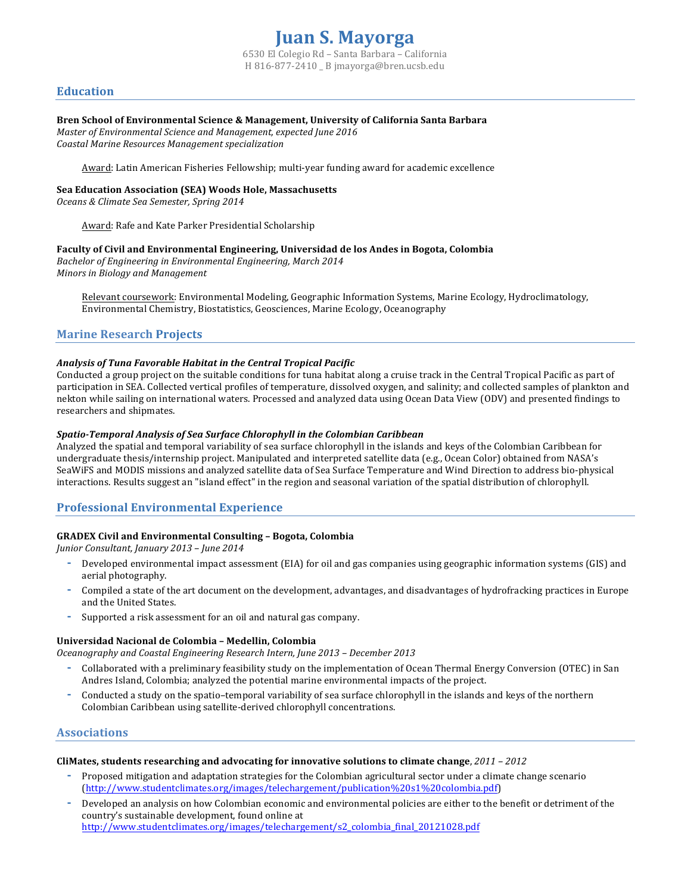# Juan S. Mayorga

6530 El Colegio Rd – Santa Barbara – California
H 816-877-2410 _ B jmayorga@bren.ucsb.edu

## Education

**Bren School of Environmental Science & Management, University of California Santa Barbara**
*Master of Environmental Science and Management, expected June 2016*
*Coastal Marine Resources Management specialization*

Award: Latin American Fisheries Fellowship; multi-year funding award for academic excellence

**Sea Education Association (SEA) Woods Hole, Massachusetts**
*Oceans & Climate Sea Semester, Spring 2014*

Award: Rafe and Kate Parker Presidential Scholarship

**Faculty of Civil and Environmental Engineering, Universidad de los Andes in Bogota, Colombia**
*Bachelor of Engineering in Environmental Engineering, March 2014*
*Minors in Biology and Management*

Relevant coursework: Environmental Modeling, Geographic Information Systems, Marine Ecology, Hydroclimatology, Environmental Chemistry, Biostatistics, Geosciences, Marine Ecology, Oceanography

## Marine Research Projects

***Analysis of Tuna Favorable Habitat in the Central Tropical Pacific***
Conducted a group project on the suitable conditions for tuna habitat along a cruise track in the Central Tropical Pacific as part of participation in SEA. Collected vertical profiles of temperature, dissolved oxygen, and salinity; and collected samples of plankton and nekton while sailing on international waters. Processed and analyzed data using Ocean Data View (ODV) and presented findings to researchers and shipmates.

***Spatio-Temporal Analysis of Sea Surface Chlorophyll in the Colombian Caribbean***
Analyzed the spatial and temporal variability of sea surface chlorophyll in the islands and keys of the Colombian Caribbean for undergraduate thesis/internship project. Manipulated and interpreted satellite data (e.g., Ocean Color) obtained from NASA's SeaWiFS and MODIS missions and analyzed satellite data of Sea Surface Temperature and Wind Direction to address bio-physical interactions. Results suggest an "island effect" in the region and seasonal variation of the spatial distribution of chlorophyll.

## Professional Environmental Experience

**GRADEX Civil and Environmental Consulting – Bogota, Colombia**
*Junior Consultant, January 2013 – June 2014*

- Developed environmental impact assessment (EIA) for oil and gas companies using geographic information systems (GIS) and aerial photography.
- Compiled a state of the art document on the development, advantages, and disadvantages of hydrofracking practices in Europe and the United States.
- Supported a risk assessment for an oil and natural gas company.

**Universidad Nacional de Colombia – Medellin, Colombia**
*Oceanography and Coastal Engineering Research Intern, June 2013 – December 2013*

- Collaborated with a preliminary feasibility study on the implementation of Ocean Thermal Energy Conversion (OTEC) in San Andres Island, Colombia; analyzed the potential marine environmental impacts of the project.
- Conducted a study on the spatio–temporal variability of sea surface chlorophyll in the islands and keys of the northern Colombian Caribbean using satellite-derived chlorophyll concentrations.

## Associations

**CliMates, students researching and advocating for innovative solutions to climate change**, *2011 – 2012*

- Proposed mitigation and adaptation strategies for the Colombian agricultural sector under a climate change scenario (http://www.studentclimates.org/images/telechargement/publication%20s1%20colombia.pdf)
- Developed an analysis on how Colombian economic and environmental policies are either to the benefit or detriment of the country's sustainable development, found online at http://www.studentclimates.org/images/telechargement/s2_colombia_final_20121028.pdf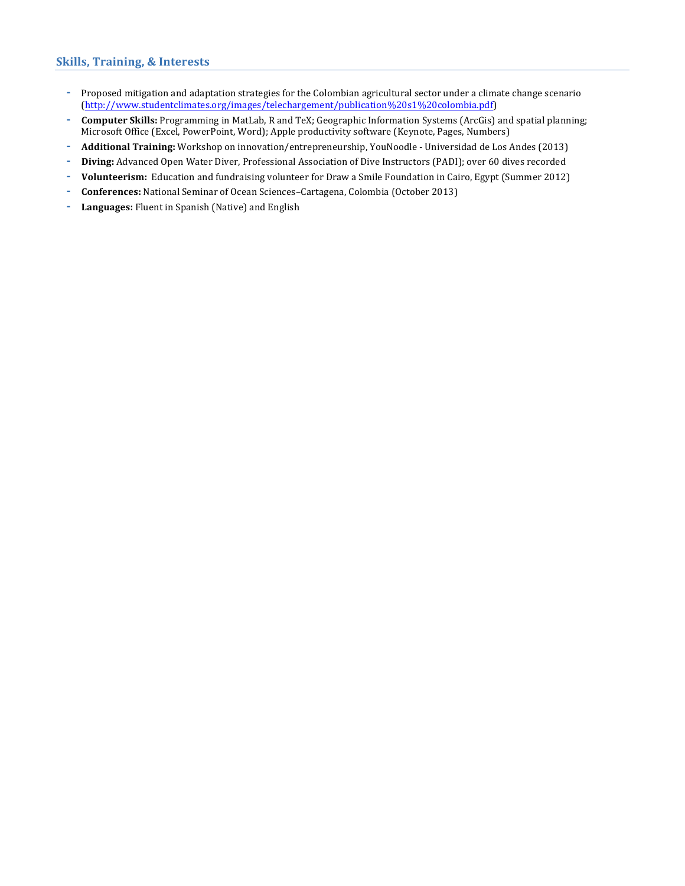## Skills, Training, & Interests

- Proposed mitigation and adaptation strategies for the Colombian agricultural sector under a climate change scenario (http://www.studentclimates.org/images/telechargement/publication%20s1%20colombia.pdf)
- **Computer Skills:** Programming in MatLab, R and TeX; Geographic Information Systems (ArcGis) and spatial planning; Microsoft Office (Excel, PowerPoint, Word); Apple productivity software (Keynote, Pages, Numbers)
- **Additional Training:** Workshop on innovation/entrepreneurship, YouNoodle - Universidad de Los Andes (2013)
- **Diving:** Advanced Open Water Diver, Professional Association of Dive Instructors (PADI); over 60 dives recorded
- **Volunteerism:** Education and fundraising volunteer for Draw a Smile Foundation in Cairo, Egypt (Summer 2012)
- **Conferences:** National Seminar of Ocean Sciences–Cartagena, Colombia (October 2013)
- **Languages:** Fluent in Spanish (Native) and English